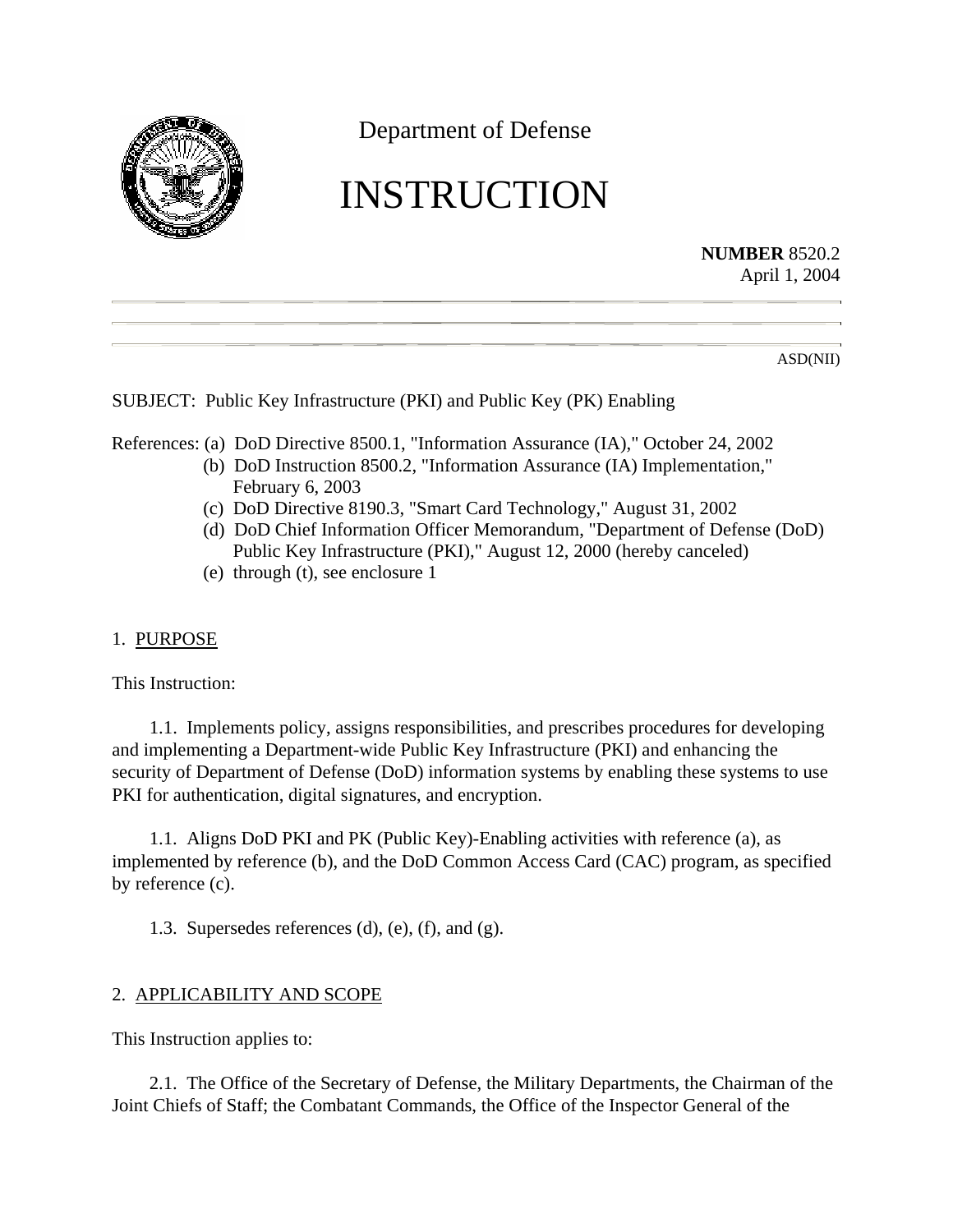Department of Defense

# INSTRUCTION

**NUMBER** 8520.2
April 1, 2004

ASD(NII)

SUBJECT: Public Key Infrastructure (PKI) and Public Key (PK) Enabling

References: (a) DoD Directive 8500.1, "Information Assurance (IA)," October 24, 2002
(b) DoD Instruction 8500.2, "Information Assurance (IA) Implementation," February 6, 2003
(c) DoD Directive 8190.3, "Smart Card Technology," August 31, 2002
(d) DoD Chief Information Officer Memorandum, "Department of Defense (DoD) Public Key Infrastructure (PKI)," August 12, 2000 (hereby canceled)
(e) through (t), see enclosure 1

## 1. PURPOSE

This Instruction:

1.1. Implements policy, assigns responsibilities, and prescribes procedures for developing and implementing a Department-wide Public Key Infrastructure (PKI) and enhancing the security of Department of Defense (DoD) information systems by enabling these systems to use PKI for authentication, digital signatures, and encryption.

1.1. Aligns DoD PKI and PK (Public Key)-Enabling activities with reference (a), as implemented by reference (b), and the DoD Common Access Card (CAC) program, as specified by reference (c).

1.3. Supersedes references (d), (e), (f), and (g).

## 2. APPLICABILITY AND SCOPE

This Instruction applies to:

2.1. The Office of the Secretary of Defense, the Military Departments, the Chairman of the Joint Chiefs of Staff; the Combatant Commands, the Office of the Inspector General of the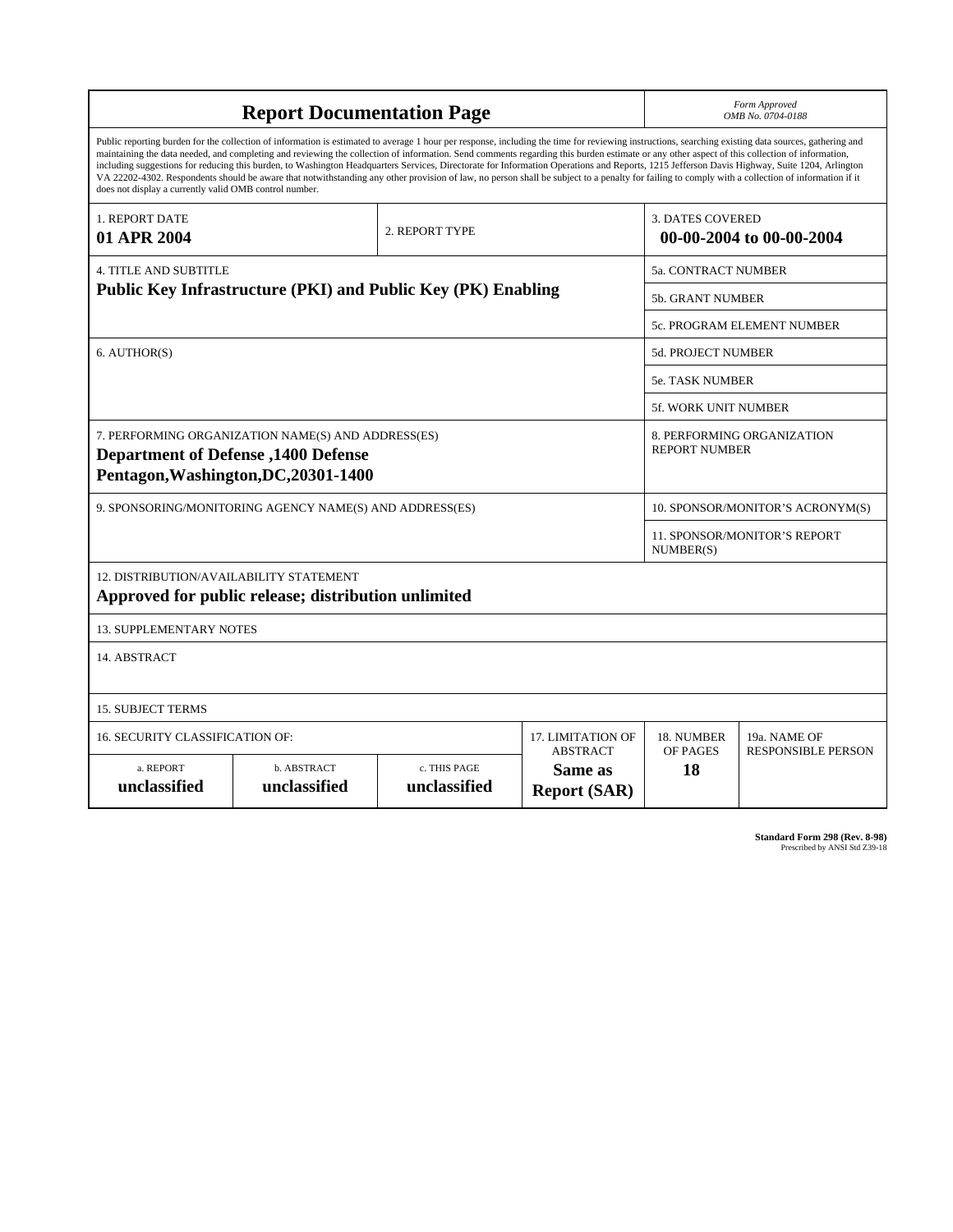# Report Documentation Page

*Form Approved*
*OMB No. 0704-0188*

Public reporting burden for the collection of information is estimated to average 1 hour per response, including the time for reviewing instructions, searching existing data sources, gathering and maintaining the data needed, and completing and reviewing the collection of information. Send comments regarding this burden estimate or any other aspect of this collection of information, including suggestions for reducing this burden, to Washington Headquarters Services, Directorate for Information Operations and Reports, 1215 Jefferson Davis Highway, Suite 1204, Arlington VA 22202-4302. Respondents should be aware that notwithstanding any other provision of law, no person shall be subject to a penalty for failing to comply with a collection of information if it does not display a currently valid OMB control number.

| 1. REPORT DATE | 2. REPORT TYPE | 3. DATES COVERED |
|---|---|---|
| **01 APR 2004** | | **00-00-2004 to 00-00-2004** |

| 4. TITLE AND SUBTITLE | 5a. CONTRACT NUMBER |
|---|---|
| **Public Key Infrastructure (PKI) and Public Key (PK) Enabling** | 5b. GRANT NUMBER |
| | 5c. PROGRAM ELEMENT NUMBER |
| 6. AUTHOR(S) | 5d. PROJECT NUMBER |
| | 5e. TASK NUMBER |
| | 5f. WORK UNIT NUMBER |
| 7. PERFORMING ORGANIZATION NAME(S) AND ADDRESS(ES) **Department of Defense ,1400 Defense Pentagon,Washington,DC,20301-1400** | 8. PERFORMING ORGANIZATION REPORT NUMBER |
| 9. SPONSORING/MONITORING AGENCY NAME(S) AND ADDRESS(ES) | 10. SPONSOR/MONITOR'S ACRONYM(S) |
| | 11. SPONSOR/MONITOR'S REPORT NUMBER(S) |

12. DISTRIBUTION/AVAILABILITY STATEMENT
**Approved for public release; distribution unlimited**

13. SUPPLEMENTARY NOTES

14. ABSTRACT

15. SUBJECT TERMS

| 16. SECURITY CLASSIFICATION OF: | | | 17. LIMITATION OF ABSTRACT | 18. NUMBER OF PAGES | 19a. NAME OF RESPONSIBLE PERSON |
|---|---|---|---|---|---|
| a. REPORT | b. ABSTRACT | c. THIS PAGE | | | |
| **unclassified** | **unclassified** | **unclassified** | **Same as Report (SAR)** | **18** | |

**Standard Form 298 (Rev. 8-98)**
Prescribed by ANSI Std Z39-18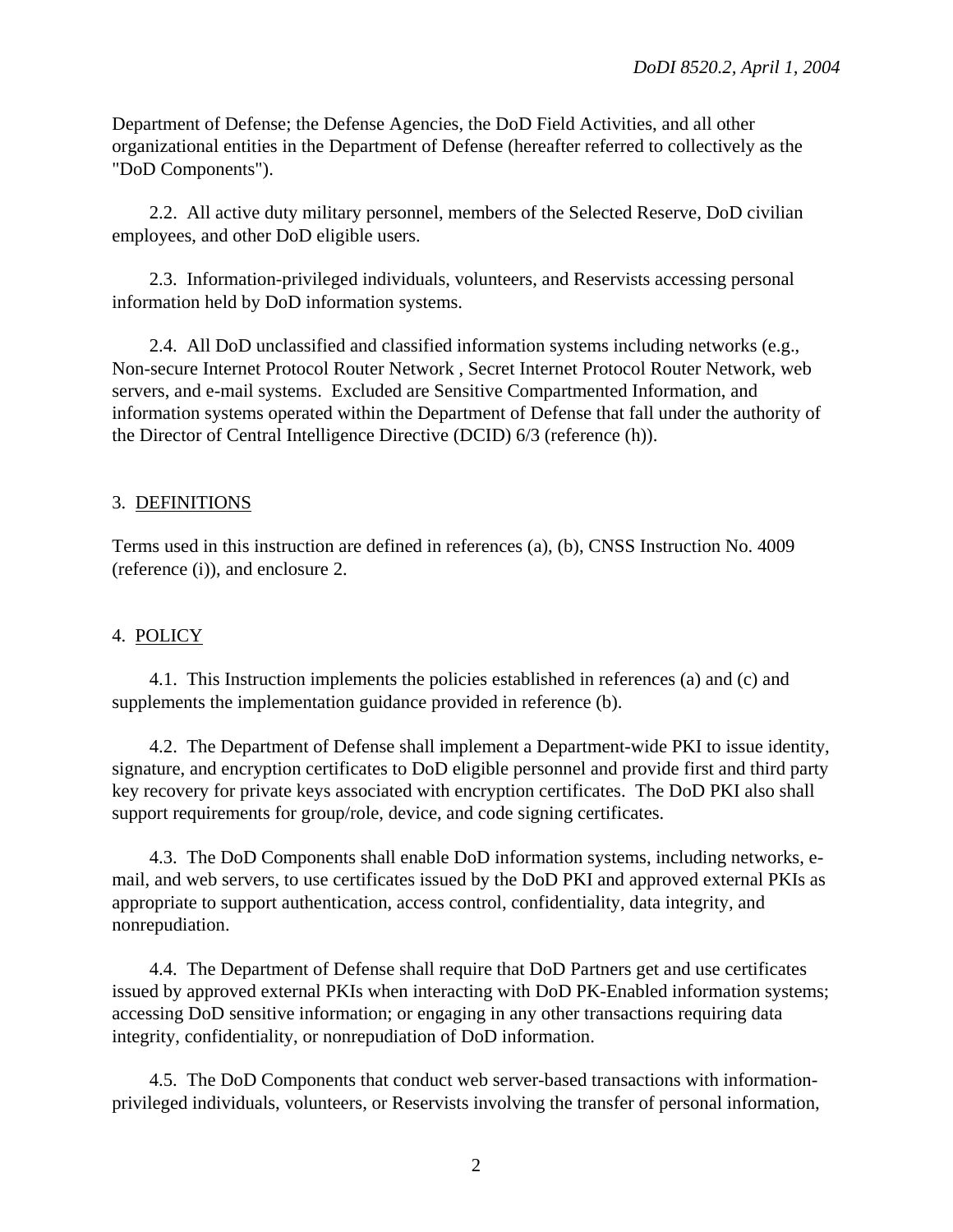Department of Defense; the Defense Agencies, the DoD Field Activities, and all other organizational entities in the Department of Defense (hereafter referred to collectively as the "DoD Components").

2.2. All active duty military personnel, members of the Selected Reserve, DoD civilian employees, and other DoD eligible users.

2.3. Information-privileged individuals, volunteers, and Reservists accessing personal information held by DoD information systems.

2.4. All DoD unclassified and classified information systems including networks (e.g., Non-secure Internet Protocol Router Network , Secret Internet Protocol Router Network, web servers, and e-mail systems. Excluded are Sensitive Compartmented Information, and information systems operated within the Department of Defense that fall under the authority of the Director of Central Intelligence Directive (DCID) 6/3 (reference (h)).

## 3. DEFINITIONS

Terms used in this instruction are defined in references (a), (b), CNSS Instruction No. 4009 (reference (i)), and enclosure 2.

## 4. POLICY

4.1. This Instruction implements the policies established in references (a) and (c) and supplements the implementation guidance provided in reference (b).

4.2. The Department of Defense shall implement a Department-wide PKI to issue identity, signature, and encryption certificates to DoD eligible personnel and provide first and third party key recovery for private keys associated with encryption certificates. The DoD PKI also shall support requirements for group/role, device, and code signing certificates.

4.3. The DoD Components shall enable DoD information systems, including networks, e-mail, and web servers, to use certificates issued by the DoD PKI and approved external PKIs as appropriate to support authentication, access control, confidentiality, data integrity, and nonrepudiation.

4.4. The Department of Defense shall require that DoD Partners get and use certificates issued by approved external PKIs when interacting with DoD PK-Enabled information systems; accessing DoD sensitive information; or engaging in any other transactions requiring data integrity, confidentiality, or nonrepudiation of DoD information.

4.5. The DoD Components that conduct web server-based transactions with information-privileged individuals, volunteers, or Reservists involving the transfer of personal information,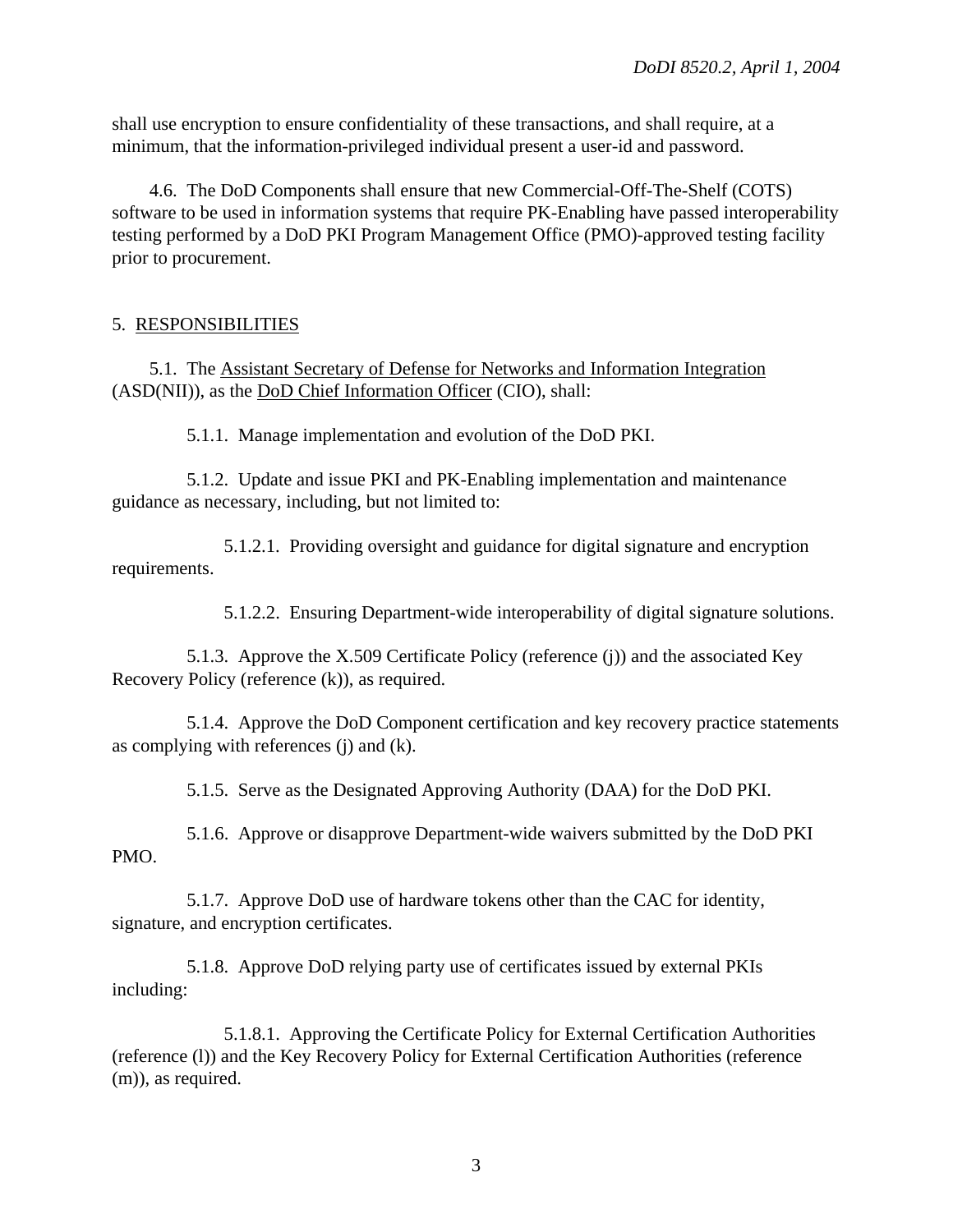shall use encryption to ensure confidentiality of these transactions, and shall require, at a minimum, that the information-privileged individual present a user-id and password.

4.6. The DoD Components shall ensure that new Commercial-Off-The-Shelf (COTS) software to be used in information systems that require PK-Enabling have passed interoperability testing performed by a DoD PKI Program Management Office (PMO)-approved testing facility prior to procurement.

## 5. RESPONSIBILITIES

5.1. The Assistant Secretary of Defense for Networks and Information Integration (ASD(NII)), as the DoD Chief Information Officer (CIO), shall:

5.1.1. Manage implementation and evolution of the DoD PKI.

5.1.2. Update and issue PKI and PK-Enabling implementation and maintenance guidance as necessary, including, but not limited to:

5.1.2.1. Providing oversight and guidance for digital signature and encryption requirements.

5.1.2.2. Ensuring Department-wide interoperability of digital signature solutions.

5.1.3. Approve the X.509 Certificate Policy (reference (j)) and the associated Key Recovery Policy (reference (k)), as required.

5.1.4. Approve the DoD Component certification and key recovery practice statements as complying with references (j) and (k).

5.1.5. Serve as the Designated Approving Authority (DAA) for the DoD PKI.

5.1.6. Approve or disapprove Department-wide waivers submitted by the DoD PKI PMO.

5.1.7. Approve DoD use of hardware tokens other than the CAC for identity, signature, and encryption certificates.

5.1.8. Approve DoD relying party use of certificates issued by external PKIs including:

5.1.8.1. Approving the Certificate Policy for External Certification Authorities (reference (l)) and the Key Recovery Policy for External Certification Authorities (reference (m)), as required.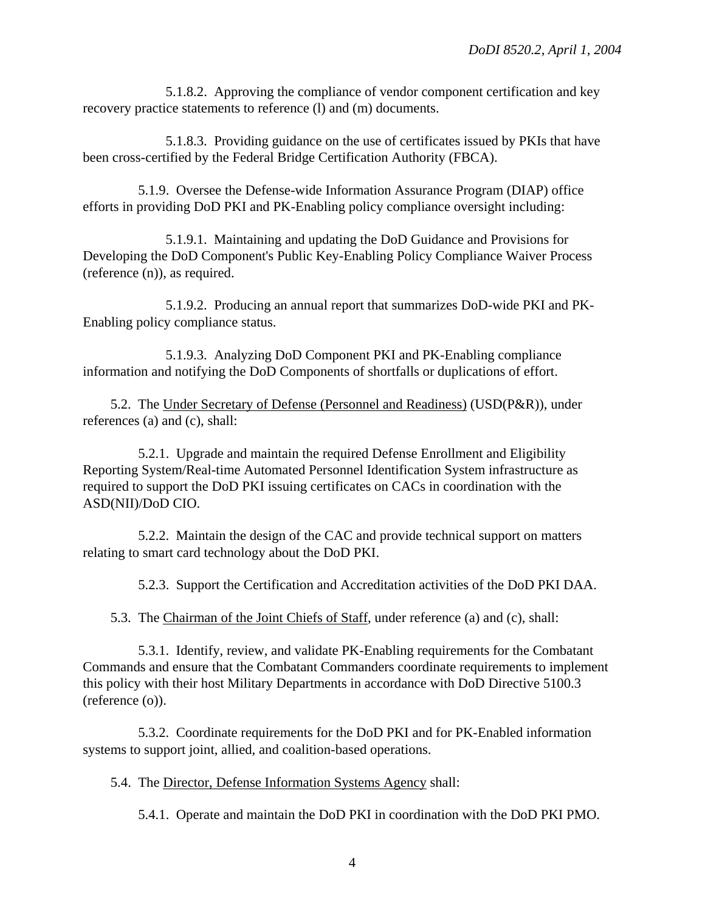5.1.8.2. Approving the compliance of vendor component certification and key recovery practice statements to reference (l) and (m) documents.

5.1.8.3. Providing guidance on the use of certificates issued by PKIs that have been cross-certified by the Federal Bridge Certification Authority (FBCA).

5.1.9. Oversee the Defense-wide Information Assurance Program (DIAP) office efforts in providing DoD PKI and PK-Enabling policy compliance oversight including:

5.1.9.1. Maintaining and updating the DoD Guidance and Provisions for Developing the DoD Component's Public Key-Enabling Policy Compliance Waiver Process (reference (n)), as required.

5.1.9.2. Producing an annual report that summarizes DoD-wide PKI and PK-Enabling policy compliance status.

5.1.9.3. Analyzing DoD Component PKI and PK-Enabling compliance information and notifying the DoD Components of shortfalls or duplications of effort.

5.2. The Under Secretary of Defense (Personnel and Readiness) (USD(P&R)), under references (a) and (c), shall:

5.2.1. Upgrade and maintain the required Defense Enrollment and Eligibility Reporting System/Real-time Automated Personnel Identification System infrastructure as required to support the DoD PKI issuing certificates on CACs in coordination with the ASD(NII)/DoD CIO.

5.2.2. Maintain the design of the CAC and provide technical support on matters relating to smart card technology about the DoD PKI.

5.2.3. Support the Certification and Accreditation activities of the DoD PKI DAA.

5.3. The Chairman of the Joint Chiefs of Staff, under reference (a) and (c), shall:

5.3.1. Identify, review, and validate PK-Enabling requirements for the Combatant Commands and ensure that the Combatant Commanders coordinate requirements to implement this policy with their host Military Departments in accordance with DoD Directive 5100.3 (reference (o)).

5.3.2. Coordinate requirements for the DoD PKI and for PK-Enabled information systems to support joint, allied, and coalition-based operations.

5.4. The Director, Defense Information Systems Agency shall:

5.4.1. Operate and maintain the DoD PKI in coordination with the DoD PKI PMO.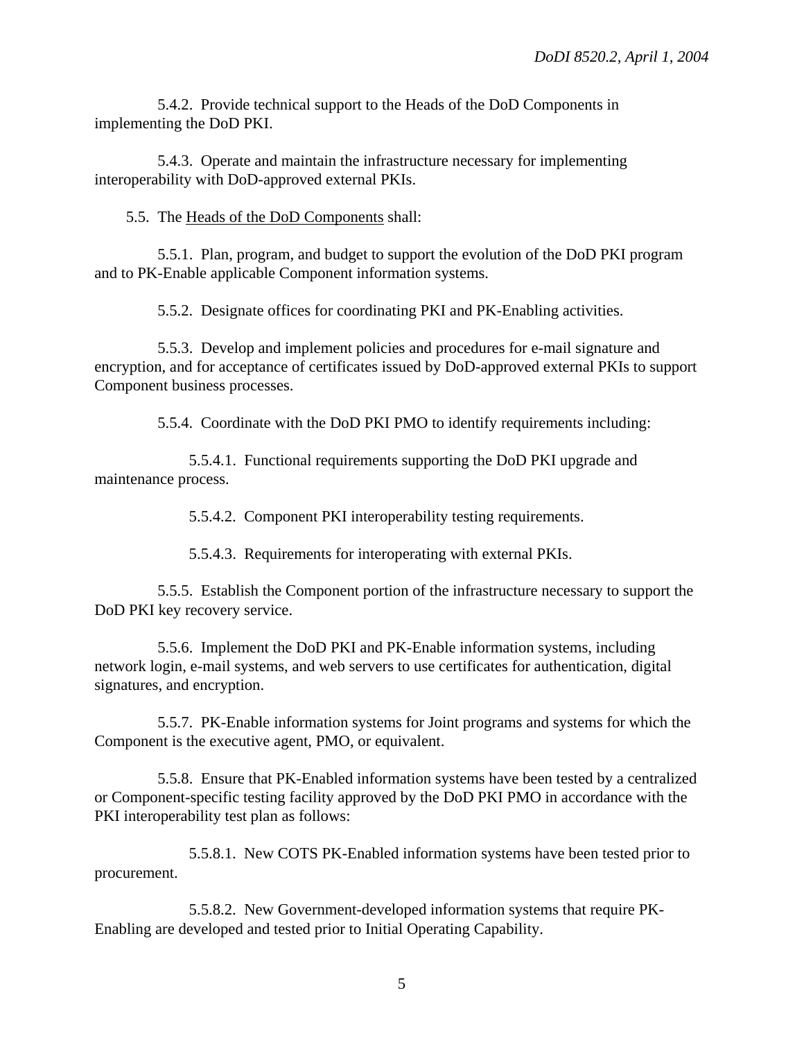5.4.2. Provide technical support to the Heads of the DoD Components in implementing the DoD PKI.

5.4.3. Operate and maintain the infrastructure necessary for implementing interoperability with DoD-approved external PKIs.

5.5. The <u>Heads of the DoD Components</u> shall:

5.5.1. Plan, program, and budget to support the evolution of the DoD PKI program and to PK-Enable applicable Component information systems.

5.5.2. Designate offices for coordinating PKI and PK-Enabling activities.

5.5.3. Develop and implement policies and procedures for e-mail signature and encryption, and for acceptance of certificates issued by DoD-approved external PKIs to support Component business processes.

5.5.4. Coordinate with the DoD PKI PMO to identify requirements including:

5.5.4.1. Functional requirements supporting the DoD PKI upgrade and maintenance process.

5.5.4.2. Component PKI interoperability testing requirements.

5.5.4.3. Requirements for interoperating with external PKIs.

5.5.5. Establish the Component portion of the infrastructure necessary to support the DoD PKI key recovery service.

5.5.6. Implement the DoD PKI and PK-Enable information systems, including network login, e-mail systems, and web servers to use certificates for authentication, digital signatures, and encryption.

5.5.7. PK-Enable information systems for Joint programs and systems for which the Component is the executive agent, PMO, or equivalent.

5.5.8. Ensure that PK-Enabled information systems have been tested by a centralized or Component-specific testing facility approved by the DoD PKI PMO in accordance with the PKI interoperability test plan as follows:

5.5.8.1. New COTS PK-Enabled information systems have been tested prior to procurement.

5.5.8.2. New Government-developed information systems that require PK-Enabling are developed and tested prior to Initial Operating Capability.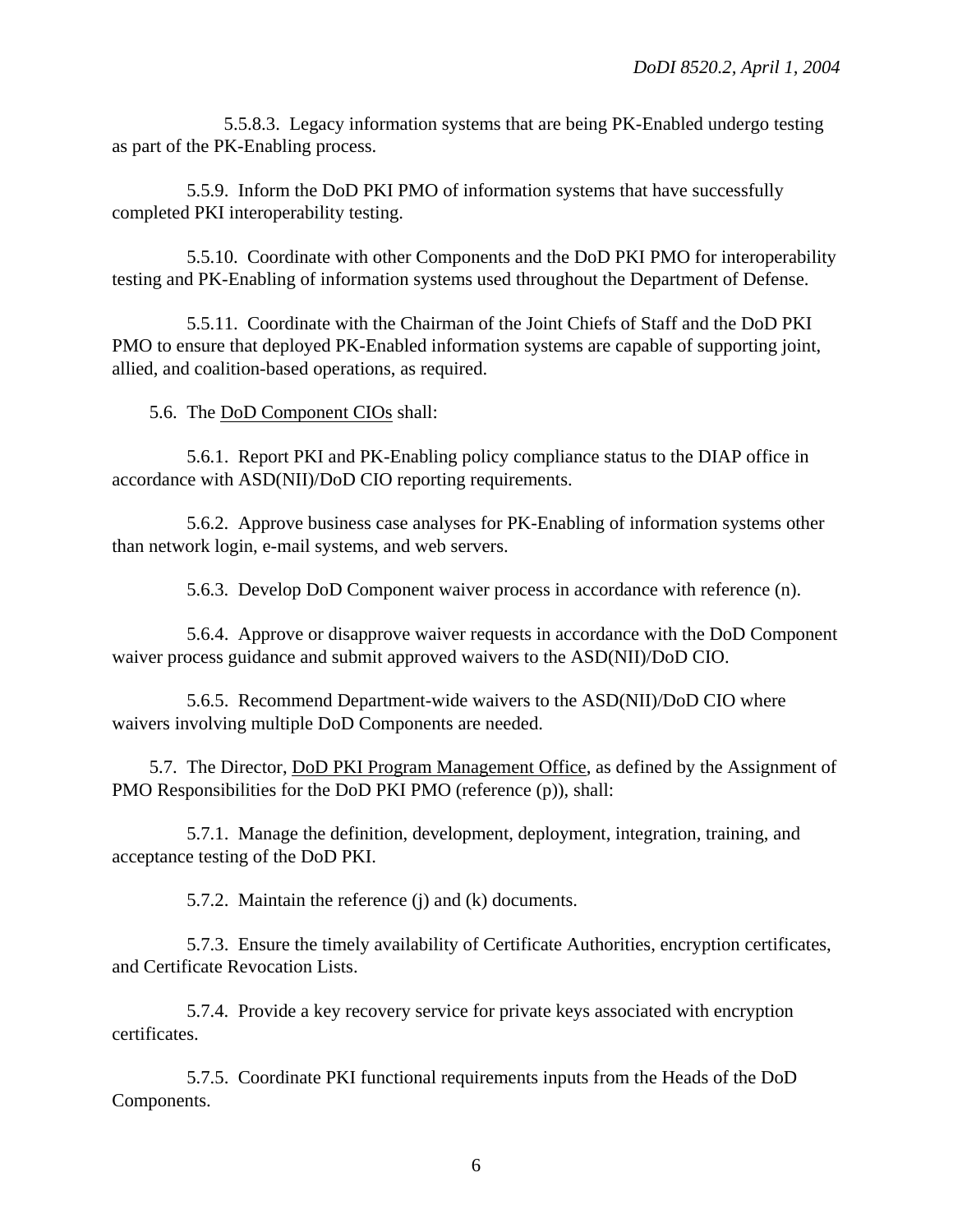5.5.8.3. Legacy information systems that are being PK-Enabled undergo testing as part of the PK-Enabling process.

5.5.9. Inform the DoD PKI PMO of information systems that have successfully completed PKI interoperability testing.

5.5.10. Coordinate with other Components and the DoD PKI PMO for interoperability testing and PK-Enabling of information systems used throughout the Department of Defense.

5.5.11. Coordinate with the Chairman of the Joint Chiefs of Staff and the DoD PKI PMO to ensure that deployed PK-Enabled information systems are capable of supporting joint, allied, and coalition-based operations, as required.

5.6. The <u>DoD Component CIOs</u> shall:

5.6.1. Report PKI and PK-Enabling policy compliance status to the DIAP office in accordance with ASD(NII)/DoD CIO reporting requirements.

5.6.2. Approve business case analyses for PK-Enabling of information systems other than network login, e-mail systems, and web servers.

5.6.3. Develop DoD Component waiver process in accordance with reference (n).

5.6.4. Approve or disapprove waiver requests in accordance with the DoD Component waiver process guidance and submit approved waivers to the ASD(NII)/DoD CIO.

5.6.5. Recommend Department-wide waivers to the ASD(NII)/DoD CIO where waivers involving multiple DoD Components are needed.

5.7. The Director, <u>DoD PKI Program Management Office</u>, as defined by the Assignment of PMO Responsibilities for the DoD PKI PMO (reference (p)), shall:

5.7.1. Manage the definition, development, deployment, integration, training, and acceptance testing of the DoD PKI.

5.7.2. Maintain the reference (j) and (k) documents.

5.7.3. Ensure the timely availability of Certificate Authorities, encryption certificates, and Certificate Revocation Lists.

5.7.4. Provide a key recovery service for private keys associated with encryption certificates.

5.7.5. Coordinate PKI functional requirements inputs from the Heads of the DoD Components.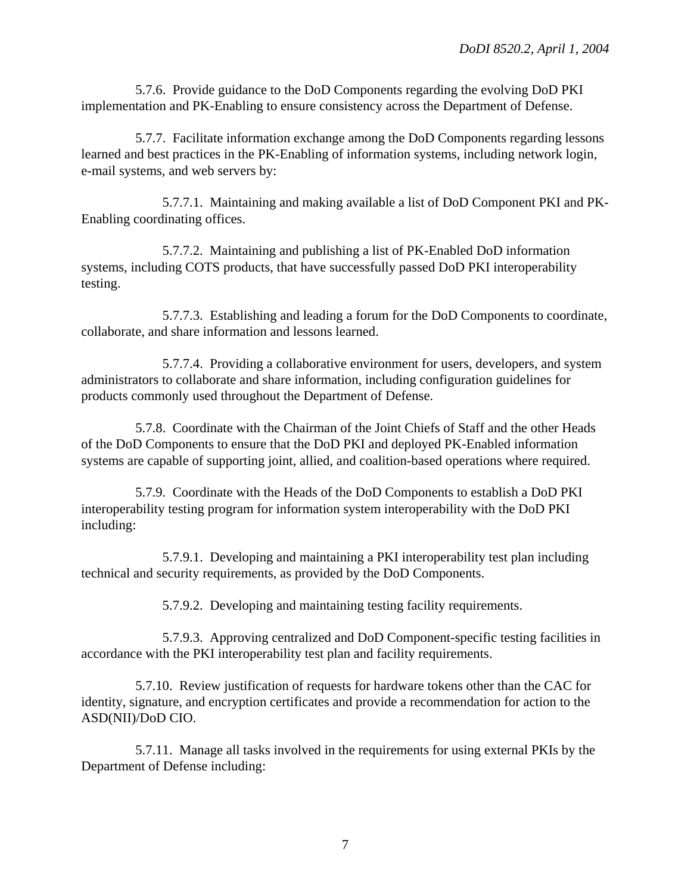5.7.6. Provide guidance to the DoD Components regarding the evolving DoD PKI implementation and PK-Enabling to ensure consistency across the Department of Defense.

5.7.7. Facilitate information exchange among the DoD Components regarding lessons learned and best practices in the PK-Enabling of information systems, including network login, e-mail systems, and web servers by:

5.7.7.1. Maintaining and making available a list of DoD Component PKI and PK-Enabling coordinating offices.

5.7.7.2. Maintaining and publishing a list of PK-Enabled DoD information systems, including COTS products, that have successfully passed DoD PKI interoperability testing.

5.7.7.3. Establishing and leading a forum for the DoD Components to coordinate, collaborate, and share information and lessons learned.

5.7.7.4. Providing a collaborative environment for users, developers, and system administrators to collaborate and share information, including configuration guidelines for products commonly used throughout the Department of Defense.

5.7.8. Coordinate with the Chairman of the Joint Chiefs of Staff and the other Heads of the DoD Components to ensure that the DoD PKI and deployed PK-Enabled information systems are capable of supporting joint, allied, and coalition-based operations where required.

5.7.9. Coordinate with the Heads of the DoD Components to establish a DoD PKI interoperability testing program for information system interoperability with the DoD PKI including:

5.7.9.1. Developing and maintaining a PKI interoperability test plan including technical and security requirements, as provided by the DoD Components.

5.7.9.2. Developing and maintaining testing facility requirements.

5.7.9.3. Approving centralized and DoD Component-specific testing facilities in accordance with the PKI interoperability test plan and facility requirements.

5.7.10. Review justification of requests for hardware tokens other than the CAC for identity, signature, and encryption certificates and provide a recommendation for action to the ASD(NII)/DoD CIO.

5.7.11. Manage all tasks involved in the requirements for using external PKIs by the Department of Defense including: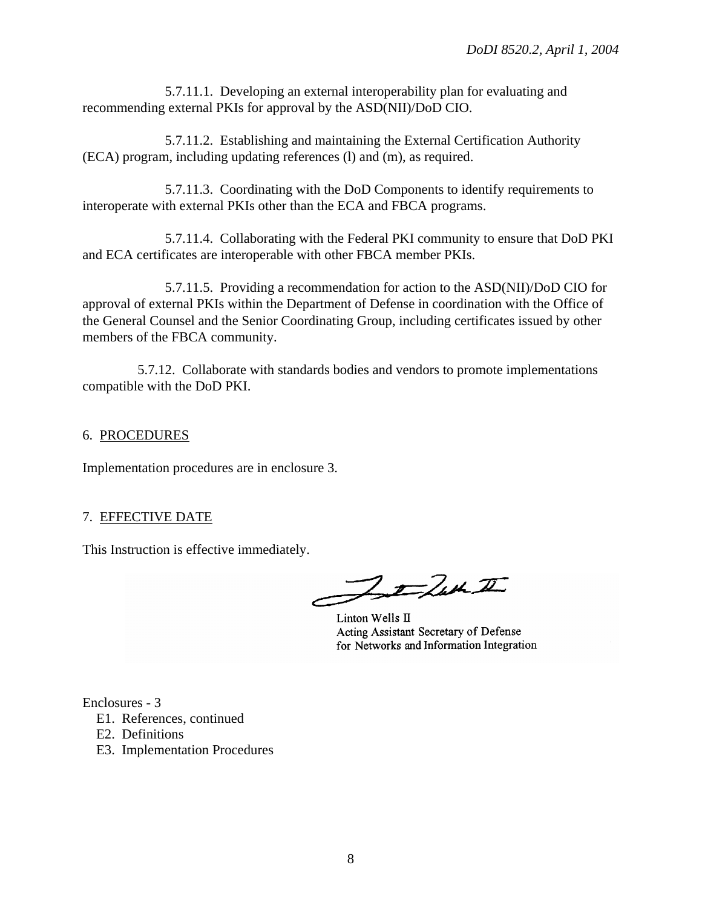5.7.11.1. Developing an external interoperability plan for evaluating and recommending external PKIs for approval by the ASD(NII)/DoD CIO.

5.7.11.2. Establishing and maintaining the External Certification Authority (ECA) program, including updating references (l) and (m), as required.

5.7.11.3. Coordinating with the DoD Components to identify requirements to interoperate with external PKIs other than the ECA and FBCA programs.

5.7.11.4. Collaborating with the Federal PKI community to ensure that DoD PKI and ECA certificates are interoperable with other FBCA member PKIs.

5.7.11.5. Providing a recommendation for action to the ASD(NII)/DoD CIO for approval of external PKIs within the Department of Defense in coordination with the Office of the General Counsel and the Senior Coordinating Group, including certificates issued by other members of the FBCA community.

5.7.12. Collaborate with standards bodies and vendors to promote implementations compatible with the DoD PKI.

## 6. PROCEDURES

Implementation procedures are in enclosure 3.

## 7. EFFECTIVE DATE

This Instruction is effective immediately.

Linton Wells II
Acting Assistant Secretary of Defense
for Networks and Information Integration

Enclosures - 3
- E1. References, continued
- E2. Definitions
- E3. Implementation Procedures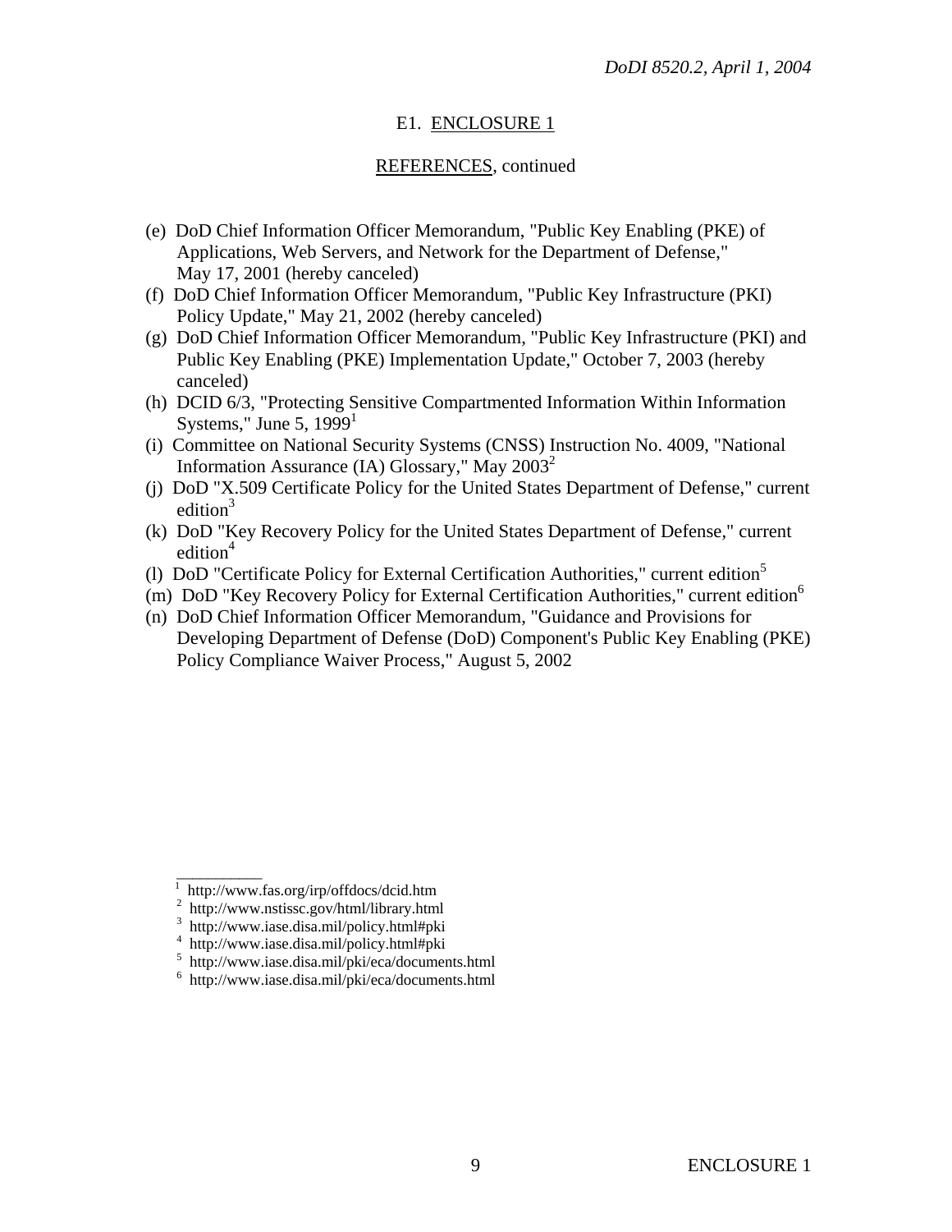E1. ENCLOSURE 1

REFERENCES, continued

(e) DoD Chief Information Officer Memorandum, "Public Key Enabling (PKE) of Applications, Web Servers, and Network for the Department of Defense," May 17, 2001 (hereby canceled)
(f) DoD Chief Information Officer Memorandum, "Public Key Infrastructure (PKI) Policy Update," May 21, 2002 (hereby canceled)
(g) DoD Chief Information Officer Memorandum, "Public Key Infrastructure (PKI) and Public Key Enabling (PKE) Implementation Update," October 7, 2003 (hereby canceled)
(h) DCID 6/3, "Protecting Sensitive Compartmented Information Within Information Systems," June 5, 1999[1]
(i) Committee on National Security Systems (CNSS) Instruction No. 4009, "National Information Assurance (IA) Glossary," May 2003[2]
(j) DoD "X.509 Certificate Policy for the United States Department of Defense," current edition[3]
(k) DoD "Key Recovery Policy for the United States Department of Defense," current edition[4]
(l) DoD "Certificate Policy for External Certification Authorities," current edition[5]
(m) DoD "Key Recovery Policy for External Certification Authorities," current edition[6]
(n) DoD Chief Information Officer Memorandum, "Guidance and Provisions for Developing Department of Defense (DoD) Component's Public Key Enabling (PKE) Policy Compliance Waiver Process," August 5, 2002

---

[1] http://www.fas.org/irp/offdocs/dcid.htm
[2] http://www.nstissc.gov/html/library.html
[3] http://www.iase.disa.mil/policy.html#pki
[4] http://www.iase.disa.mil/policy.html#pki
[5] http://www.iase.disa.mil/pki/eca/documents.html
[6] http://www.iase.disa.mil/pki/eca/documents.html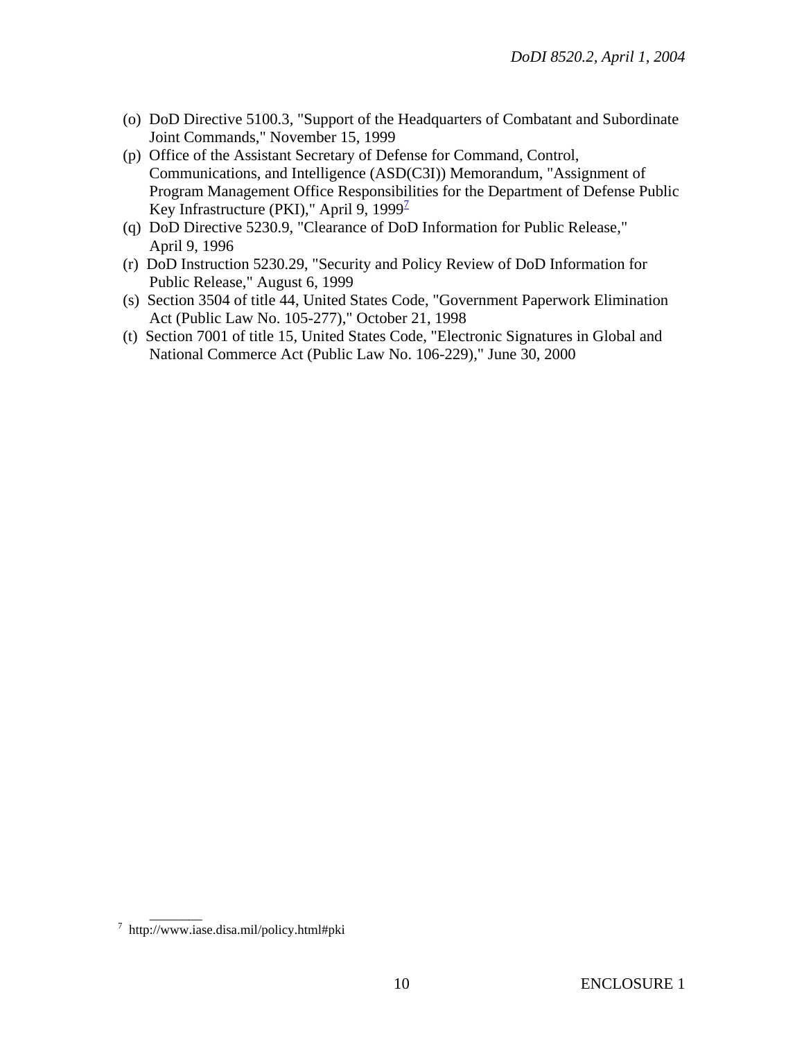(o) DoD Directive 5100.3, "Support of the Headquarters of Combatant and Subordinate Joint Commands," November 15, 1999

(p) Office of the Assistant Secretary of Defense for Command, Control, Communications, and Intelligence (ASD(C3I)) Memorandum, "Assignment of Program Management Office Responsibilities for the Department of Defense Public Key Infrastructure (PKI)," April 9, 1999[7]

(q) DoD Directive 5230.9, "Clearance of DoD Information for Public Release," April 9, 1996

(r) DoD Instruction 5230.29, "Security and Policy Review of DoD Information for Public Release," August 6, 1999

(s) Section 3504 of title 44, United States Code, "Government Paperwork Elimination Act (Public Law No. 105-277)," October 21, 1998

(t) Section 7001 of title 15, United States Code, "Electronic Signatures in Global and National Commerce Act (Public Law No. 106-229)," June 30, 2000

---

[7] http://www.iase.disa.mil/policy.html#pki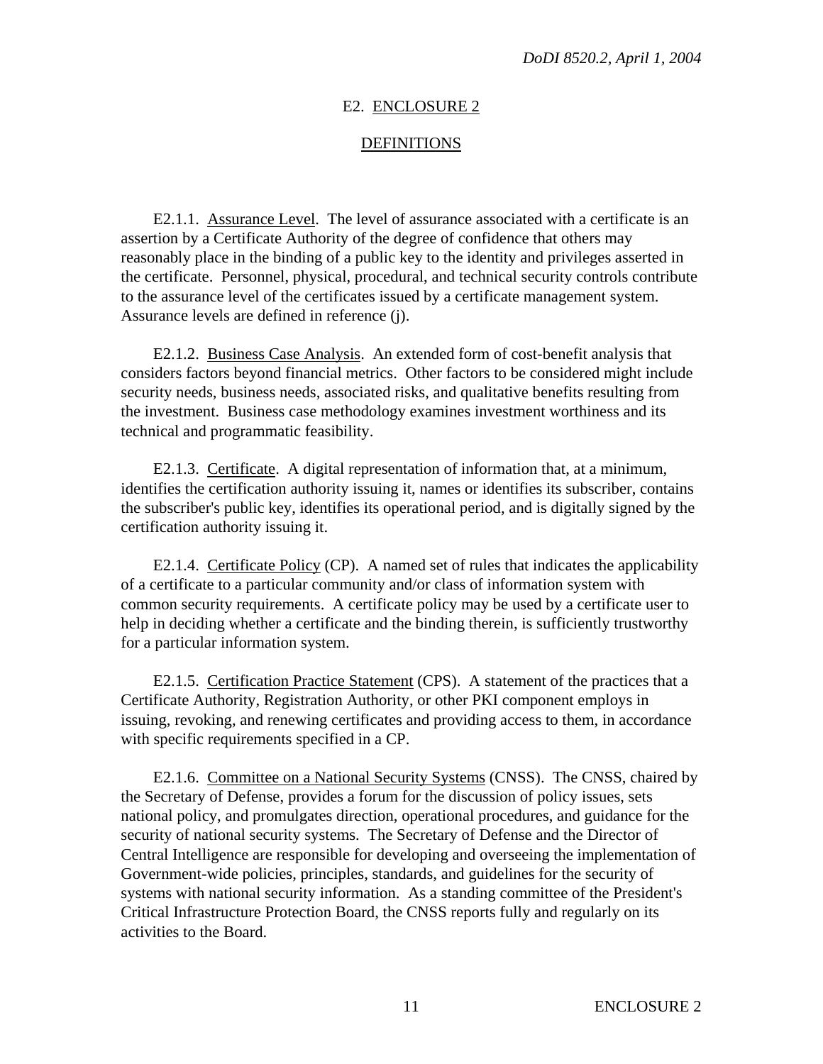# E2. ENCLOSURE 2

## DEFINITIONS

E2.1.1. Assurance Level. The level of assurance associated with a certificate is an assertion by a Certificate Authority of the degree of confidence that others may reasonably place in the binding of a public key to the identity and privileges asserted in the certificate. Personnel, physical, procedural, and technical security controls contribute to the assurance level of the certificates issued by a certificate management system. Assurance levels are defined in reference (j).

E2.1.2. Business Case Analysis. An extended form of cost-benefit analysis that considers factors beyond financial metrics. Other factors to be considered might include security needs, business needs, associated risks, and qualitative benefits resulting from the investment. Business case methodology examines investment worthiness and its technical and programmatic feasibility.

E2.1.3. Certificate. A digital representation of information that, at a minimum, identifies the certification authority issuing it, names or identifies its subscriber, contains the subscriber's public key, identifies its operational period, and is digitally signed by the certification authority issuing it.

E2.1.4. Certificate Policy (CP). A named set of rules that indicates the applicability of a certificate to a particular community and/or class of information system with common security requirements. A certificate policy may be used by a certificate user to help in deciding whether a certificate and the binding therein, is sufficiently trustworthy for a particular information system.

E2.1.5. Certification Practice Statement (CPS). A statement of the practices that a Certificate Authority, Registration Authority, or other PKI component employs in issuing, revoking, and renewing certificates and providing access to them, in accordance with specific requirements specified in a CP.

E2.1.6. Committee on a National Security Systems (CNSS). The CNSS, chaired by the Secretary of Defense, provides a forum for the discussion of policy issues, sets national policy, and promulgates direction, operational procedures, and guidance for the security of national security systems. The Secretary of Defense and the Director of Central Intelligence are responsible for developing and overseeing the implementation of Government-wide policies, principles, standards, and guidelines for the security of systems with national security information. As a standing committee of the President's Critical Infrastructure Protection Board, the CNSS reports fully and regularly on its activities to the Board.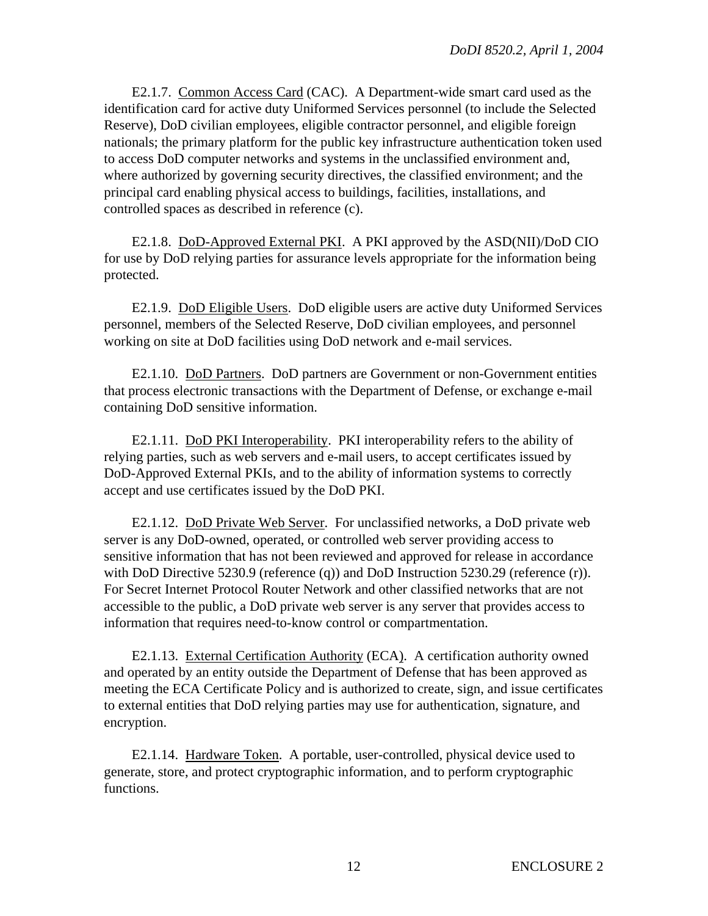E2.1.7. Common Access Card (CAC). A Department-wide smart card used as the identification card for active duty Uniformed Services personnel (to include the Selected Reserve), DoD civilian employees, eligible contractor personnel, and eligible foreign nationals; the primary platform for the public key infrastructure authentication token used to access DoD computer networks and systems in the unclassified environment and, where authorized by governing security directives, the classified environment; and the principal card enabling physical access to buildings, facilities, installations, and controlled spaces as described in reference (c).

E2.1.8. DoD-Approved External PKI. A PKI approved by the ASD(NII)/DoD CIO for use by DoD relying parties for assurance levels appropriate for the information being protected.

E2.1.9. DoD Eligible Users. DoD eligible users are active duty Uniformed Services personnel, members of the Selected Reserve, DoD civilian employees, and personnel working on site at DoD facilities using DoD network and e-mail services.

E2.1.10. DoD Partners. DoD partners are Government or non-Government entities that process electronic transactions with the Department of Defense, or exchange e-mail containing DoD sensitive information.

E2.1.11. DoD PKI Interoperability. PKI interoperability refers to the ability of relying parties, such as web servers and e-mail users, to accept certificates issued by DoD-Approved External PKIs, and to the ability of information systems to correctly accept and use certificates issued by the DoD PKI.

E2.1.12. DoD Private Web Server. For unclassified networks, a DoD private web server is any DoD-owned, operated, or controlled web server providing access to sensitive information that has not been reviewed and approved for release in accordance with DoD Directive 5230.9 (reference (q)) and DoD Instruction 5230.29 (reference (r)). For Secret Internet Protocol Router Network and other classified networks that are not accessible to the public, a DoD private web server is any server that provides access to information that requires need-to-know control or compartmentation.

E2.1.13. External Certification Authority (ECA). A certification authority owned and operated by an entity outside the Department of Defense that has been approved as meeting the ECA Certificate Policy and is authorized to create, sign, and issue certificates to external entities that DoD relying parties may use for authentication, signature, and encryption.

E2.1.14. Hardware Token. A portable, user-controlled, physical device used to generate, store, and protect cryptographic information, and to perform cryptographic functions.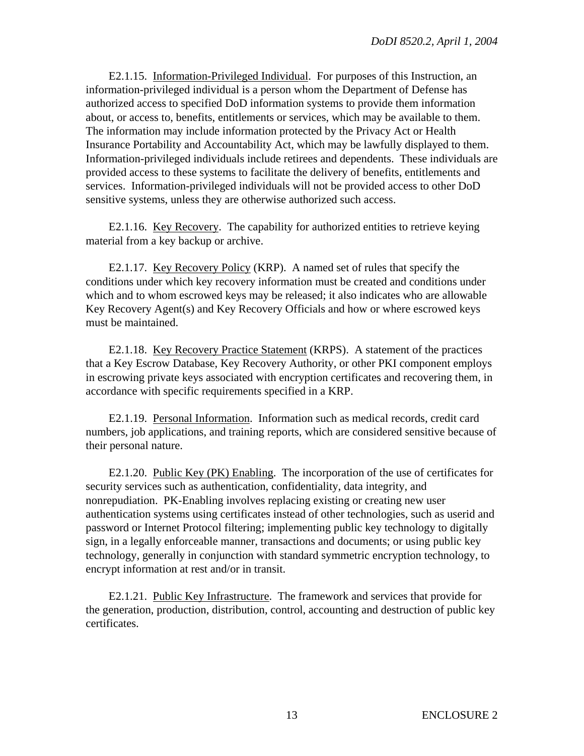E2.1.15. Information-Privileged Individual. For purposes of this Instruction, an information-privileged individual is a person whom the Department of Defense has authorized access to specified DoD information systems to provide them information about, or access to, benefits, entitlements or services, which may be available to them. The information may include information protected by the Privacy Act or Health Insurance Portability and Accountability Act, which may be lawfully displayed to them. Information-privileged individuals include retirees and dependents. These individuals are provided access to these systems to facilitate the delivery of benefits, entitlements and services. Information-privileged individuals will not be provided access to other DoD sensitive systems, unless they are otherwise authorized such access.

E2.1.16. Key Recovery. The capability for authorized entities to retrieve keying material from a key backup or archive.

E2.1.17. Key Recovery Policy (KRP). A named set of rules that specify the conditions under which key recovery information must be created and conditions under which and to whom escrowed keys may be released; it also indicates who are allowable Key Recovery Agent(s) and Key Recovery Officials and how or where escrowed keys must be maintained.

E2.1.18. Key Recovery Practice Statement (KRPS). A statement of the practices that a Key Escrow Database, Key Recovery Authority, or other PKI component employs in escrowing private keys associated with encryption certificates and recovering them, in accordance with specific requirements specified in a KRP.

E2.1.19. Personal Information. Information such as medical records, credit card numbers, job applications, and training reports, which are considered sensitive because of their personal nature.

E2.1.20. Public Key (PK) Enabling. The incorporation of the use of certificates for security services such as authentication, confidentiality, data integrity, and nonrepudiation. PK-Enabling involves replacing existing or creating new user authentication systems using certificates instead of other technologies, such as userid and password or Internet Protocol filtering; implementing public key technology to digitally sign, in a legally enforceable manner, transactions and documents; or using public key technology, generally in conjunction with standard symmetric encryption technology, to encrypt information at rest and/or in transit.

E2.1.21. Public Key Infrastructure. The framework and services that provide for the generation, production, distribution, control, accounting and destruction of public key certificates.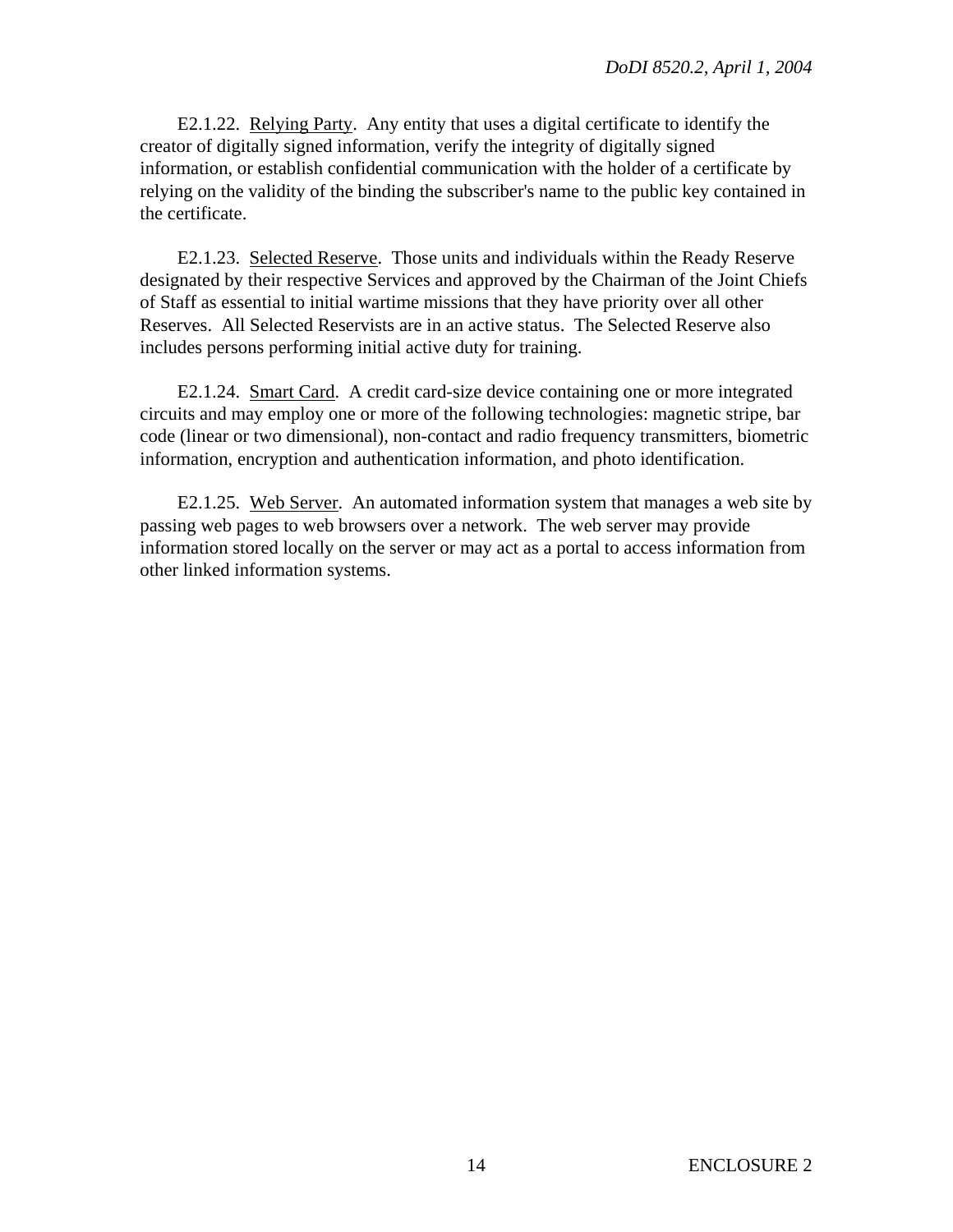E2.1.22. Relying Party. Any entity that uses a digital certificate to identify the creator of digitally signed information, verify the integrity of digitally signed information, or establish confidential communication with the holder of a certificate by relying on the validity of the binding the subscriber's name to the public key contained in the certificate.

E2.1.23. Selected Reserve. Those units and individuals within the Ready Reserve designated by their respective Services and approved by the Chairman of the Joint Chiefs of Staff as essential to initial wartime missions that they have priority over all other Reserves. All Selected Reservists are in an active status. The Selected Reserve also includes persons performing initial active duty for training.

E2.1.24. Smart Card. A credit card-size device containing one or more integrated circuits and may employ one or more of the following technologies: magnetic stripe, bar code (linear or two dimensional), non-contact and radio frequency transmitters, biometric information, encryption and authentication information, and photo identification.

E2.1.25. Web Server. An automated information system that manages a web site by passing web pages to web browsers over a network. The web server may provide information stored locally on the server or may act as a portal to access information from other linked information systems.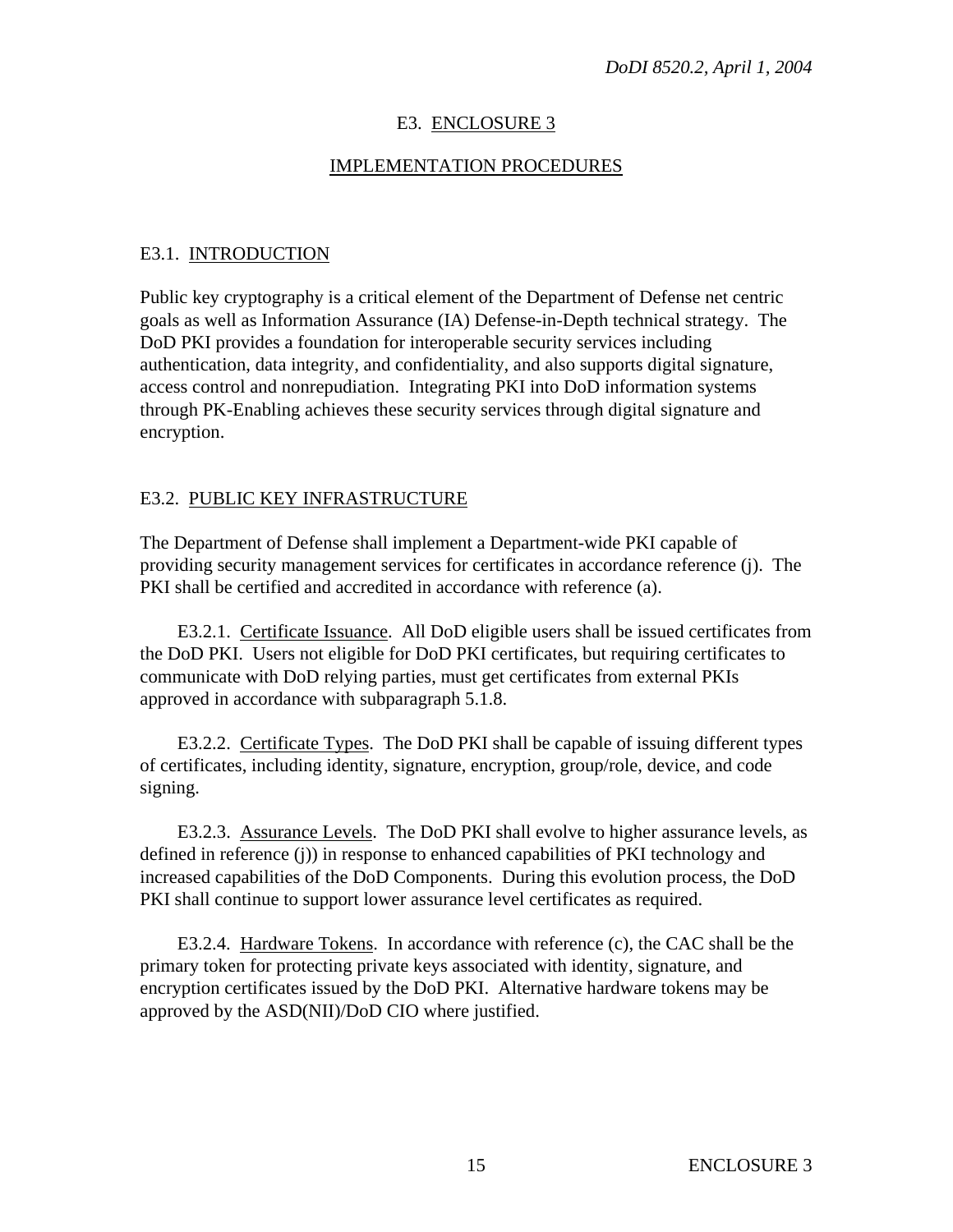# E3. ENCLOSURE 3

## IMPLEMENTATION PROCEDURES

### E3.1. INTRODUCTION

Public key cryptography is a critical element of the Department of Defense net centric goals as well as Information Assurance (IA) Defense-in-Depth technical strategy. The DoD PKI provides a foundation for interoperable security services including authentication, data integrity, and confidentiality, and also supports digital signature, access control and nonrepudiation. Integrating PKI into DoD information systems through PK-Enabling achieves these security services through digital signature and encryption.

### E3.2. PUBLIC KEY INFRASTRUCTURE

The Department of Defense shall implement a Department-wide PKI capable of providing security management services for certificates in accordance reference (j). The PKI shall be certified and accredited in accordance with reference (a).

E3.2.1. Certificate Issuance. All DoD eligible users shall be issued certificates from the DoD PKI. Users not eligible for DoD PKI certificates, but requiring certificates to communicate with DoD relying parties, must get certificates from external PKIs approved in accordance with subparagraph 5.1.8.

E3.2.2. Certificate Types. The DoD PKI shall be capable of issuing different types of certificates, including identity, signature, encryption, group/role, device, and code signing.

E3.2.3. Assurance Levels. The DoD PKI shall evolve to higher assurance levels, as defined in reference (j)) in response to enhanced capabilities of PKI technology and increased capabilities of the DoD Components. During this evolution process, the DoD PKI shall continue to support lower assurance level certificates as required.

E3.2.4. Hardware Tokens. In accordance with reference (c), the CAC shall be the primary token for protecting private keys associated with identity, signature, and encryption certificates issued by the DoD PKI. Alternative hardware tokens may be approved by the ASD(NII)/DoD CIO where justified.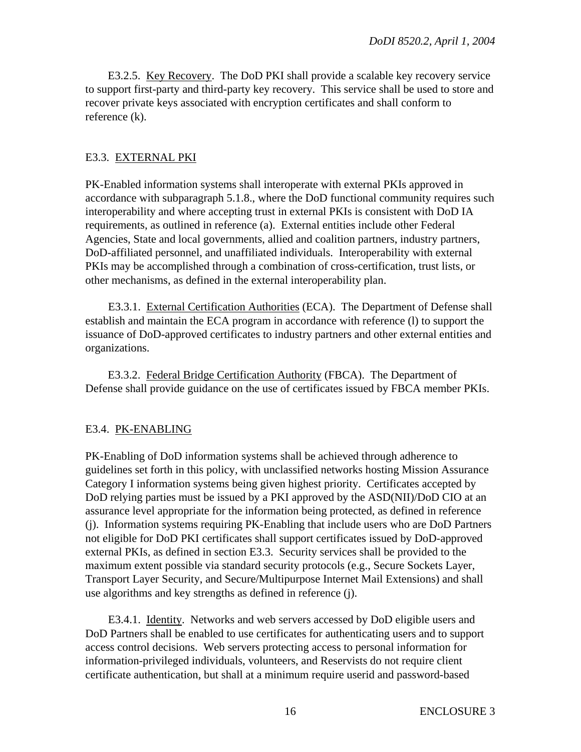E3.2.5. Key Recovery. The DoD PKI shall provide a scalable key recovery service to support first-party and third-party key recovery. This service shall be used to store and recover private keys associated with encryption certificates and shall conform to reference (k).

## E3.3. EXTERNAL PKI

PK-Enabled information systems shall interoperate with external PKIs approved in accordance with subparagraph 5.1.8., where the DoD functional community requires such interoperability and where accepting trust in external PKIs is consistent with DoD IA requirements, as outlined in reference (a). External entities include other Federal Agencies, State and local governments, allied and coalition partners, industry partners, DoD-affiliated personnel, and unaffiliated individuals. Interoperability with external PKIs may be accomplished through a combination of cross-certification, trust lists, or other mechanisms, as defined in the external interoperability plan.

E3.3.1. External Certification Authorities (ECA). The Department of Defense shall establish and maintain the ECA program in accordance with reference (l) to support the issuance of DoD-approved certificates to industry partners and other external entities and organizations.

E3.3.2. Federal Bridge Certification Authority (FBCA). The Department of Defense shall provide guidance on the use of certificates issued by FBCA member PKIs.

## E3.4. PK-ENABLING

PK-Enabling of DoD information systems shall be achieved through adherence to guidelines set forth in this policy, with unclassified networks hosting Mission Assurance Category I information systems being given highest priority. Certificates accepted by DoD relying parties must be issued by a PKI approved by the ASD(NII)/DoD CIO at an assurance level appropriate for the information being protected, as defined in reference (j). Information systems requiring PK-Enabling that include users who are DoD Partners not eligible for DoD PKI certificates shall support certificates issued by DoD-approved external PKIs, as defined in section E3.3. Security services shall be provided to the maximum extent possible via standard security protocols (e.g., Secure Sockets Layer, Transport Layer Security, and Secure/Multipurpose Internet Mail Extensions) and shall use algorithms and key strengths as defined in reference (j).

E3.4.1. Identity. Networks and web servers accessed by DoD eligible users and DoD Partners shall be enabled to use certificates for authenticating users and to support access control decisions. Web servers protecting access to personal information for information-privileged individuals, volunteers, and Reservists do not require client certificate authentication, but shall at a minimum require userid and password-based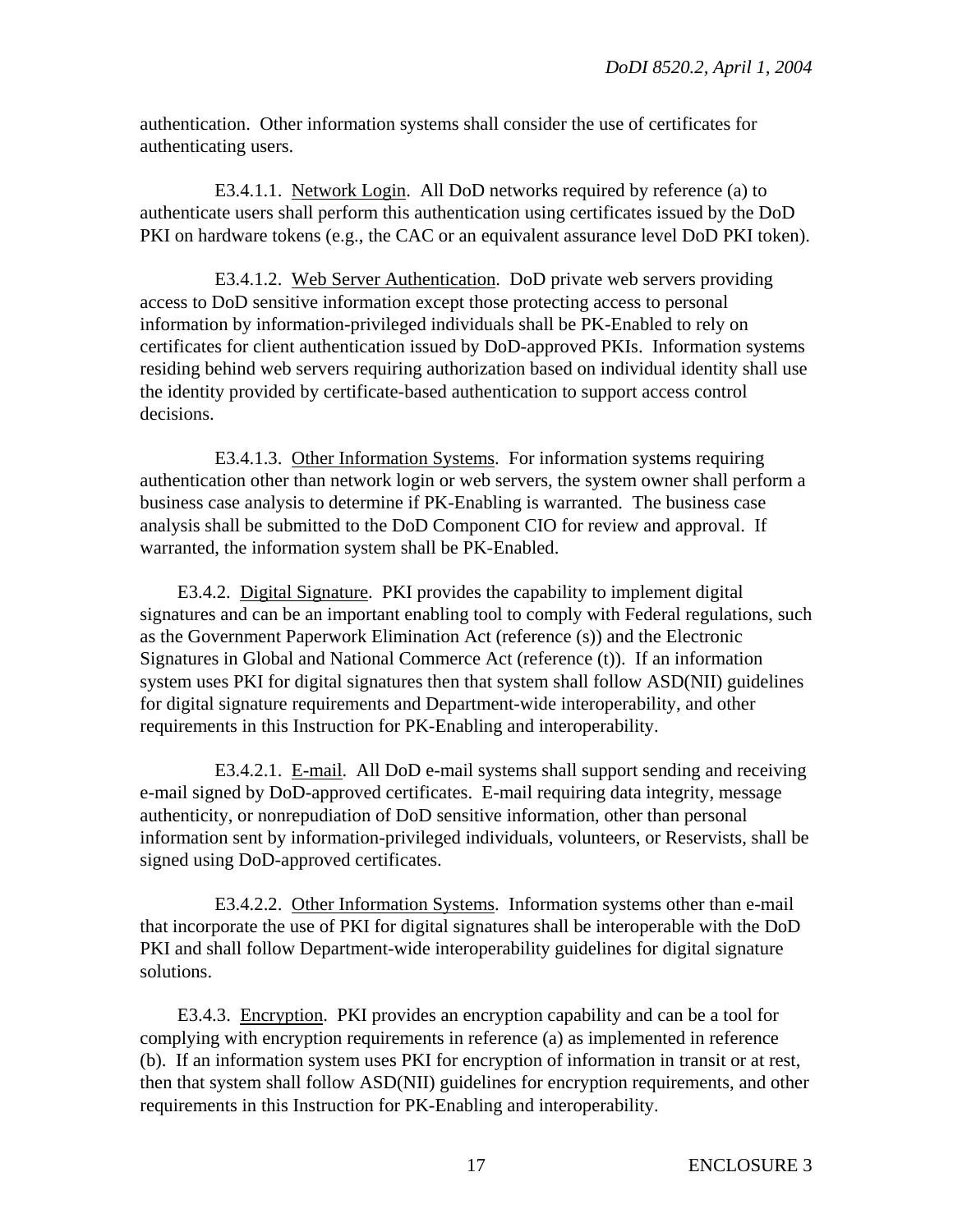authentication. Other information systems shall consider the use of certificates for authenticating users.

E3.4.1.1. Network Login. All DoD networks required by reference (a) to authenticate users shall perform this authentication using certificates issued by the DoD PKI on hardware tokens (e.g., the CAC or an equivalent assurance level DoD PKI token).

E3.4.1.2. Web Server Authentication. DoD private web servers providing access to DoD sensitive information except those protecting access to personal information by information-privileged individuals shall be PK-Enabled to rely on certificates for client authentication issued by DoD-approved PKIs. Information systems residing behind web servers requiring authorization based on individual identity shall use the identity provided by certificate-based authentication to support access control decisions.

E3.4.1.3. Other Information Systems. For information systems requiring authentication other than network login or web servers, the system owner shall perform a business case analysis to determine if PK-Enabling is warranted. The business case analysis shall be submitted to the DoD Component CIO for review and approval. If warranted, the information system shall be PK-Enabled.

E3.4.2. Digital Signature. PKI provides the capability to implement digital signatures and can be an important enabling tool to comply with Federal regulations, such as the Government Paperwork Elimination Act (reference (s)) and the Electronic Signatures in Global and National Commerce Act (reference (t)). If an information system uses PKI for digital signatures then that system shall follow ASD(NII) guidelines for digital signature requirements and Department-wide interoperability, and other requirements in this Instruction for PK-Enabling and interoperability.

E3.4.2.1. E-mail. All DoD e-mail systems shall support sending and receiving e-mail signed by DoD-approved certificates. E-mail requiring data integrity, message authenticity, or nonrepudiation of DoD sensitive information, other than personal information sent by information-privileged individuals, volunteers, or Reservists, shall be signed using DoD-approved certificates.

E3.4.2.2. Other Information Systems. Information systems other than e-mail that incorporate the use of PKI for digital signatures shall be interoperable with the DoD PKI and shall follow Department-wide interoperability guidelines for digital signature solutions.

E3.4.3. Encryption. PKI provides an encryption capability and can be a tool for complying with encryption requirements in reference (a) as implemented in reference (b). If an information system uses PKI for encryption of information in transit or at rest, then that system shall follow ASD(NII) guidelines for encryption requirements, and other requirements in this Instruction for PK-Enabling and interoperability.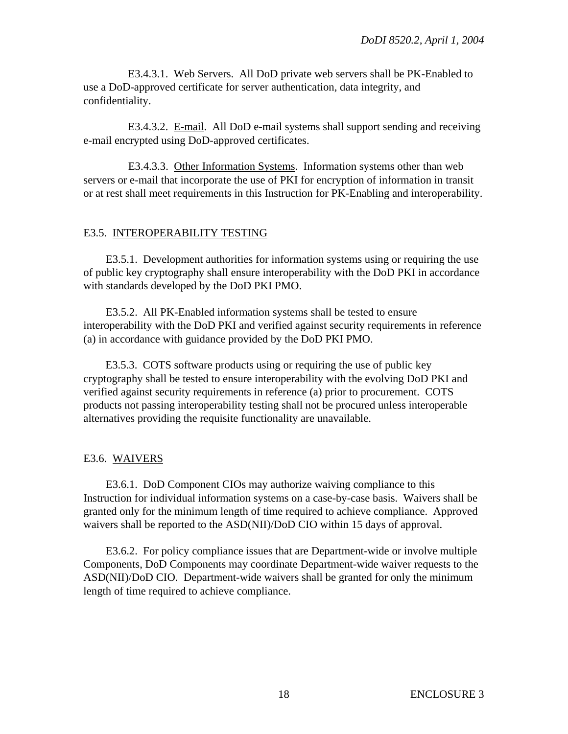E3.4.3.1. Web Servers. All DoD private web servers shall be PK-Enabled to use a DoD-approved certificate for server authentication, data integrity, and confidentiality.

E3.4.3.2. E-mail. All DoD e-mail systems shall support sending and receiving e-mail encrypted using DoD-approved certificates.

E3.4.3.3. Other Information Systems. Information systems other than web servers or e-mail that incorporate the use of PKI for encryption of information in transit or at rest shall meet requirements in this Instruction for PK-Enabling and interoperability.

## E3.5. INTEROPERABILITY TESTING

E3.5.1. Development authorities for information systems using or requiring the use of public key cryptography shall ensure interoperability with the DoD PKI in accordance with standards developed by the DoD PKI PMO.

E3.5.2. All PK-Enabled information systems shall be tested to ensure interoperability with the DoD PKI and verified against security requirements in reference (a) in accordance with guidance provided by the DoD PKI PMO.

E3.5.3. COTS software products using or requiring the use of public key cryptography shall be tested to ensure interoperability with the evolving DoD PKI and verified against security requirements in reference (a) prior to procurement. COTS products not passing interoperability testing shall not be procured unless interoperable alternatives providing the requisite functionality are unavailable.

## E3.6. WAIVERS

E3.6.1. DoD Component CIOs may authorize waiving compliance to this Instruction for individual information systems on a case-by-case basis. Waivers shall be granted only for the minimum length of time required to achieve compliance. Approved waivers shall be reported to the ASD(NII)/DoD CIO within 15 days of approval.

E3.6.2. For policy compliance issues that are Department-wide or involve multiple Components, DoD Components may coordinate Department-wide waiver requests to the ASD(NII)/DoD CIO. Department-wide waivers shall be granted for only the minimum length of time required to achieve compliance.